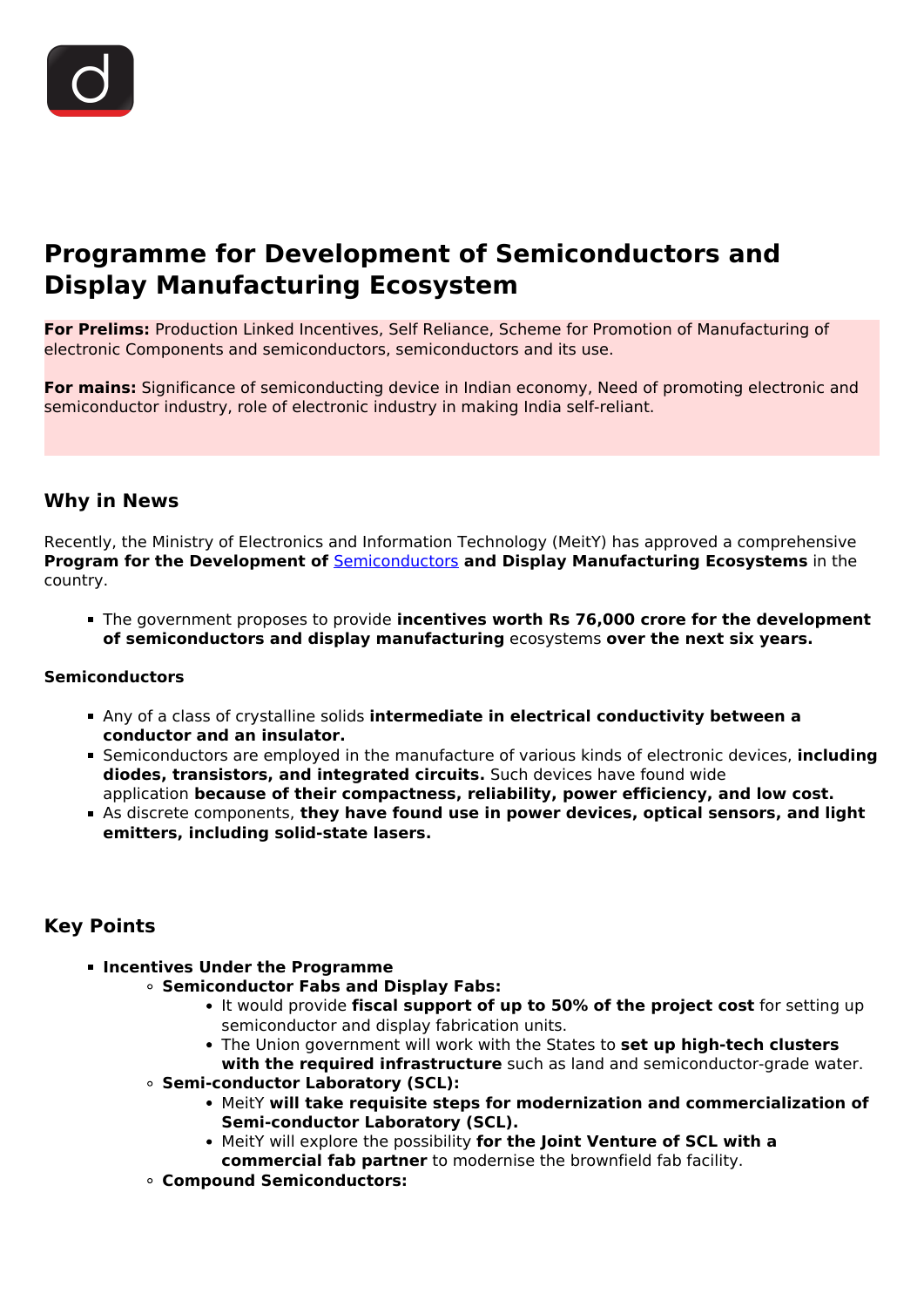# Programme for Development of Semiconductors and Display Manufacturing Ecosystem

**For Prelims:** Production Linked Incentives, Self Reliance, Scheme for Promotion of Manufacturing of electronic Components and semiconductors, semiconductors and its use.

**For mains:** Significance of semiconducting device in Indian economy, Need of promoting electronic and semiconductor industry, role of electronic industry in making India self-reliant.

## Why in News

Recently, the Ministry of Electronics and Information Technology (MeitY) has approved a comprehensive **Program for the Development of** Semiconductors **and Display Manufacturing Ecosystems** in the country.

- The government proposes to provide **incentives worth Rs 76,000 crore for the development of semiconductors and display manufacturing** ecosystems **over the next six years.**

### Semiconductors

- Any of a class of crystalline solids **intermediate in electrical conductivity between a conductor and an insulator.**
- Semiconductors are employed in the manufacture of various kinds of electronic devices, **including diodes, transistors, and integrated circuits.** Such devices have found wide application **because of their compactness, reliability, power efficiency, and low cost.**
- As discrete components, **they have found use in power devices, optical sensors, and light emitters, including solid-state lasers.**

## Key Points

- **Incentives Under the Programme**
  - **Semiconductor Fabs and Display Fabs:**
    - It would provide **fiscal support of up to 50% of the project cost** for setting up semiconductor and display fabrication units.
    - The Union government will work with the States to **set up high-tech clusters with the required infrastructure** such as land and semiconductor-grade water.
  - **Semi-conductor Laboratory (SCL):**
    - MeitY **will take requisite steps for modernization and commercialization of Semi-conductor Laboratory (SCL).**
    - MeitY will explore the possibility **for the Joint Venture of SCL with a commercial fab partner** to modernise the brownfield fab facility.
  - **Compound Semiconductors:**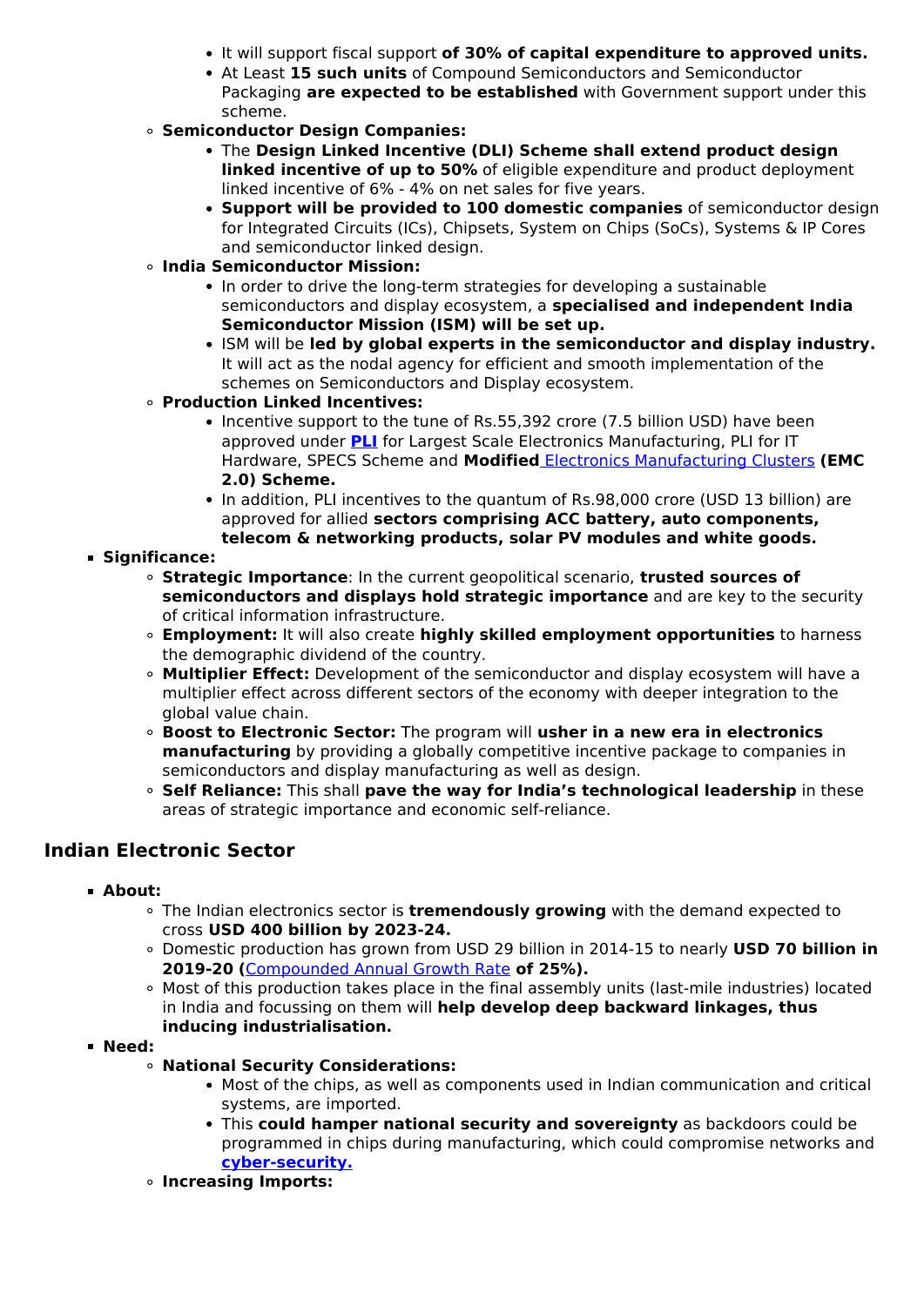- It will support fiscal support **of 30% of capital expenditure to approved units.**
        - At Least **15 such units** of Compound Semiconductors and Semiconductor Packaging **are expected to be established** with Government support under this scheme.
    - **Semiconductor Design Companies:**
        - The **Design Linked Incentive (DLI) Scheme shall extend product design linked incentive of up to 50%** of eligible expenditure and product deployment linked incentive of 6% - 4% on net sales for five years.
        - **Support will be provided to 100 domestic companies** of semiconductor design for Integrated Circuits (ICs), Chipsets, System on Chips (SoCs), Systems & IP Cores and semiconductor linked design.
    - **India Semiconductor Mission:**
        - In order to drive the long-term strategies for developing a sustainable semiconductors and display ecosystem, a **specialised and independent India Semiconductor Mission (ISM) will be set up.**
        - ISM will be **led by global experts in the semiconductor and display industry.** It will act as the nodal agency for efficient and smooth implementation of the schemes on Semiconductors and Display ecosystem.
    - **Production Linked Incentives:**
        - Incentive support to the tune of Rs.55,392 crore (7.5 billion USD) have been approved under **PLI** for Largest Scale Electronics Manufacturing, PLI for IT Hardware, SPECS Scheme and **Modified** Electronics Manufacturing Clusters **(EMC 2.0) Scheme.**
        - In addition, PLI incentives to the quantum of Rs.98,000 crore (USD 13 billion) are approved for allied **sectors comprising ACC battery, auto components, telecom & networking products, solar PV modules and white goods.**
- **Significance:**
    - **Strategic Importance**: In the current geopolitical scenario, **trusted sources of semiconductors and displays hold strategic importance** and are key to the security of critical information infrastructure.
    - **Employment:** It will also create **highly skilled employment opportunities** to harness the demographic dividend of the country.
    - **Multiplier Effect:** Development of the semiconductor and display ecosystem will have a multiplier effect across different sectors of the economy with deeper integration to the global value chain.
    - **Boost to Electronic Sector:** The program will **usher in a new era in electronics manufacturing** by providing a globally competitive incentive package to companies in semiconductors and display manufacturing as well as design.
    - **Self Reliance:** This shall **pave the way for India's technological leadership** in these areas of strategic importance and economic self-reliance.

## Indian Electronic Sector

- **About:**
    - The Indian electronics sector is **tremendously growing** with the demand expected to cross **USD 400 billion by 2023-24.**
    - Domestic production has grown from USD 29 billion in 2014-15 to nearly **USD 70 billion in 2019-20 (**Compounded Annual Growth Rate **of 25%).**
    - Most of this production takes place in the final assembly units (last-mile industries) located in India and focussing on them will **help develop deep backward linkages, thus inducing industrialisation.**
- **Need:**
    - **National Security Considerations:**
        - Most of the chips, as well as components used in Indian communication and critical systems, are imported.
        - This **could hamper national security and sovereignty** as backdoors could be programmed in chips during manufacturing, which could compromise networks and **cyber-security.**
    - **Increasing Imports:**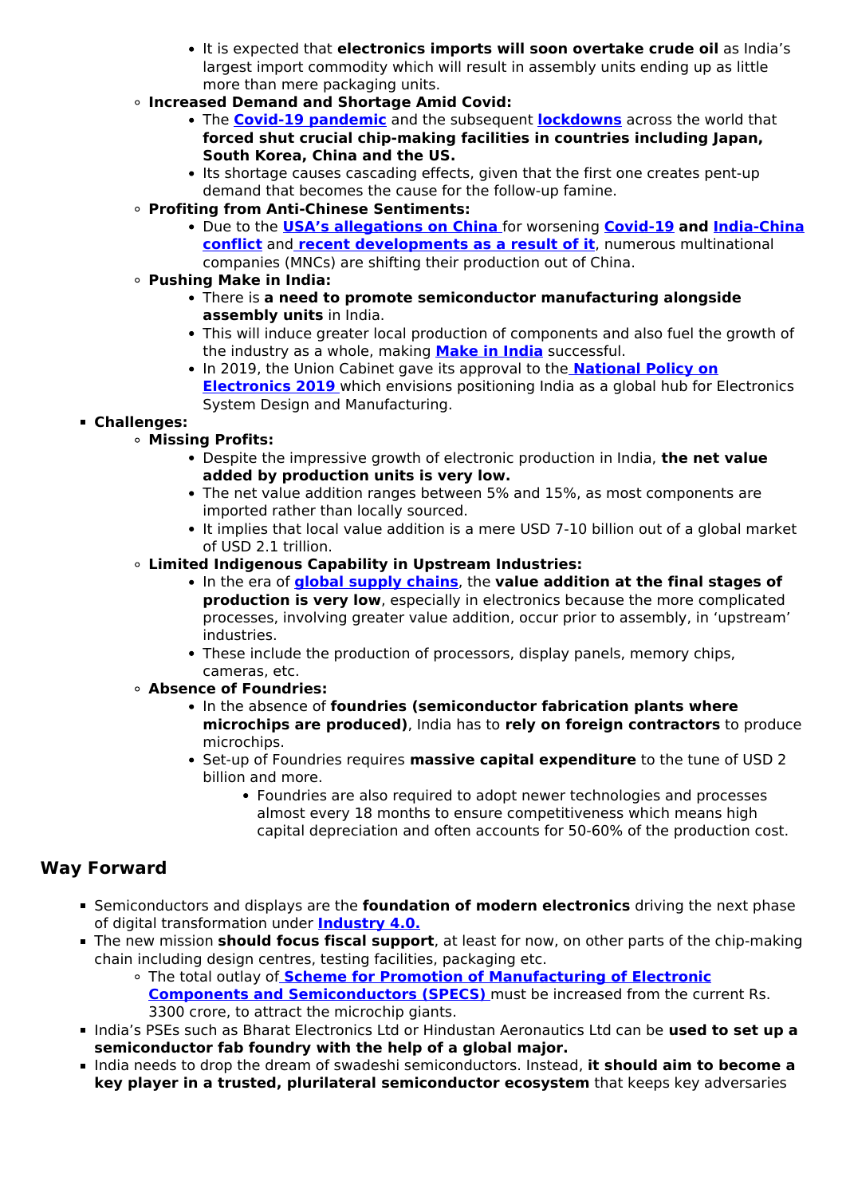- It is expected that **electronics imports will soon overtake crude oil** as India's largest import commodity which will result in assembly units ending up as little more than mere packaging units.
    - **Increased Demand and Shortage Amid Covid:**
        - The **Covid-19 pandemic** and the subsequent **lockdowns** across the world that **forced shut crucial chip-making facilities in countries including Japan, South Korea, China and the US.**
        - Its shortage causes cascading effects, given that the first one creates pent-up demand that becomes the cause for the follow-up famine.
    - **Profiting from Anti-Chinese Sentiments:**
        - Due to the **USA's allegations on China** for worsening **Covid-19** **and** **India-China conflict** and **recent developments as a result of it**, numerous multinational companies (MNCs) are shifting their production out of China.
    - **Pushing Make in India:**
        - There is **a need to promote semiconductor manufacturing alongside assembly units** in India.
        - This will induce greater local production of components and also fuel the growth of the industry as a whole, making **Make in India** successful.
        - In 2019, the Union Cabinet gave its approval to the **National Policy on Electronics 2019** which envisions positioning India as a global hub for Electronics System Design and Manufacturing.
- **Challenges:**
    - **Missing Profits:**
        - Despite the impressive growth of electronic production in India, **the net value added by production units is very low.**
        - The net value addition ranges between 5% and 15%, as most components are imported rather than locally sourced.
        - It implies that local value addition is a mere USD 7-10 billion out of a global market of USD 2.1 trillion.
    - **Limited Indigenous Capability in Upstream Industries:**
        - In the era of **global supply chains**, the **value addition at the final stages of production is very low**, especially in electronics because the more complicated processes, involving greater value addition, occur prior to assembly, in 'upstream' industries.
        - These include the production of processors, display panels, memory chips, cameras, etc.
    - **Absence of Foundries:**
        - In the absence of **foundries (semiconductor fabrication plants where microchips are produced)**, India has to **rely on foreign contractors** to produce microchips.
        - Set-up of Foundries requires **massive capital expenditure** to the tune of USD 2 billion and more.
            - Foundries are also required to adopt newer technologies and processes almost every 18 months to ensure competitiveness which means high capital depreciation and often accounts for 50-60% of the production cost.

## Way Forward

- Semiconductors and displays are the **foundation of modern electronics** driving the next phase of digital transformation under **Industry 4.0.**
- The new mission **should focus fiscal support**, at least for now, on other parts of the chip-making chain including design centres, testing facilities, packaging etc.
    - The total outlay of **Scheme for Promotion of Manufacturing of Electronic Components and Semiconductors (SPECS)** must be increased from the current Rs. 3300 crore, to attract the microchip giants.
- India's PSEs such as Bharat Electronics Ltd or Hindustan Aeronautics Ltd can be **used to set up a semiconductor fab foundry with the help of a global major.**
- India needs to drop the dream of swadeshi semiconductors. Instead, **it should aim to become a key player in a trusted, plurilateral semiconductor ecosystem** that keeps key adversaries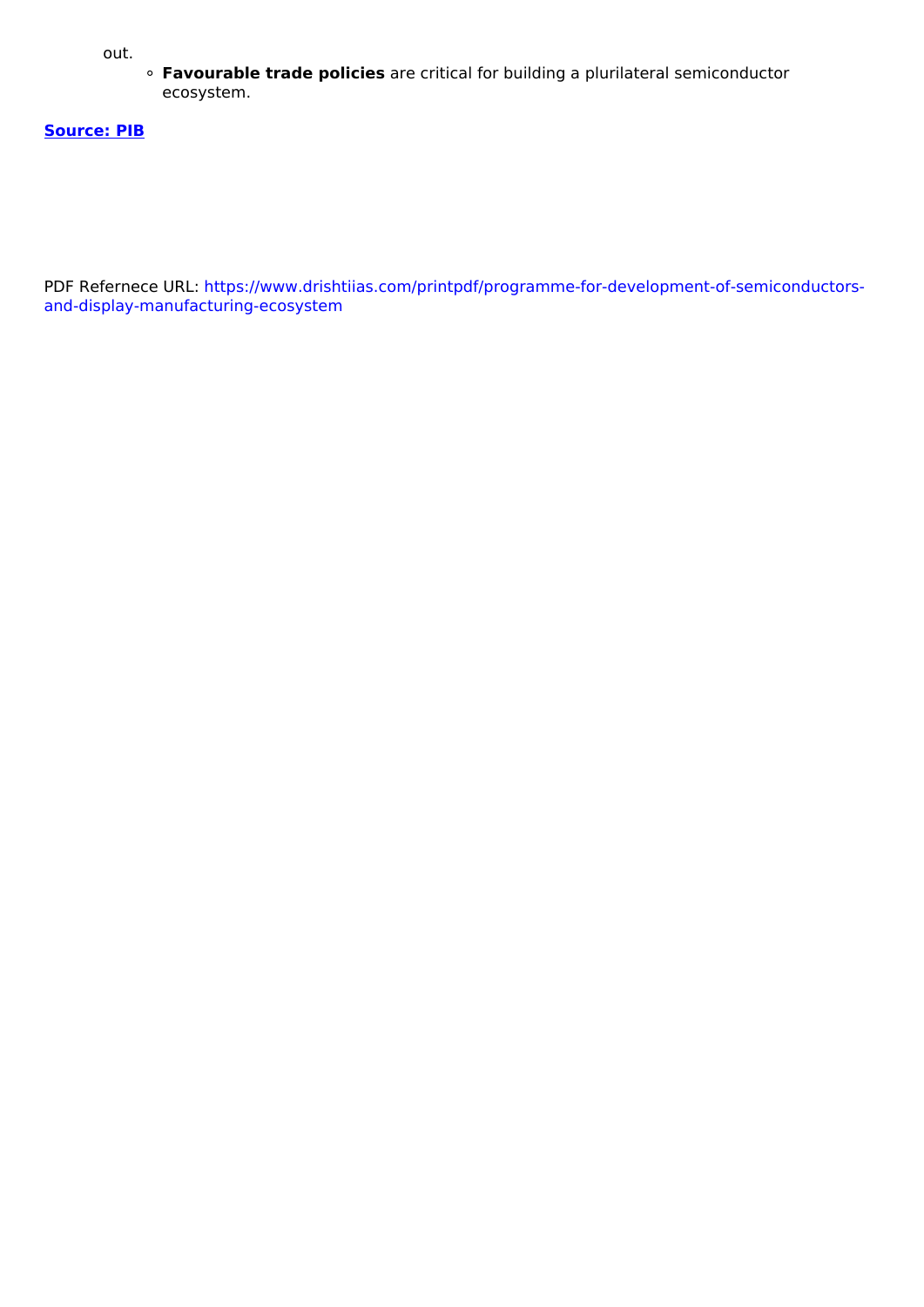out.

- Favourable trade policies are critical for building a plurilateral semiconductor ecosystem.

**Source: PIB**

PDF Refernece URL: https://www.drishtiias.com/printpdf/programme-for-development-of-semiconductors-and-display-manufacturing-ecosystem